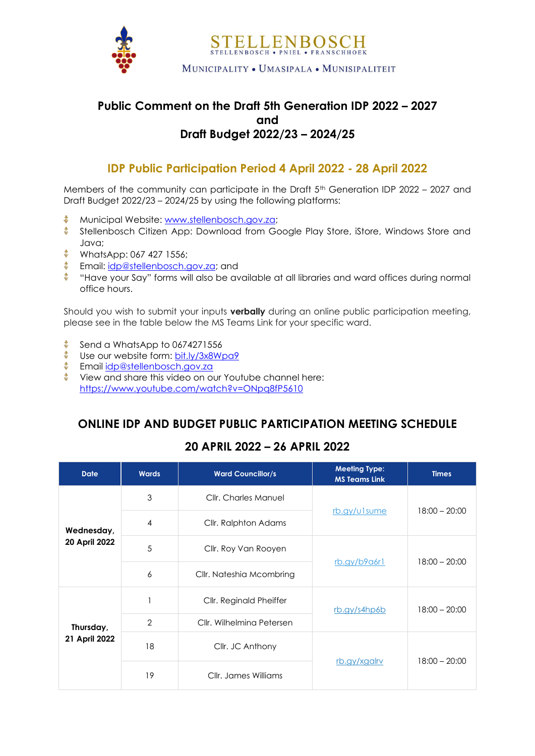STELLENBOSCH
STELLENBOSCH • PNIEL • FRANSCHHOEK
MUNICIPALITY • UMASIPALA • MUNISIPALITEIT

# Public Comment on the Draft 5th Generation IDP 2022 – 2027 and Draft Budget 2022/23 – 2024/25

## IDP Public Participation Period 4 April 2022 - 28 April 2022

Members of the community can participate in the Draft 5th Generation IDP 2022 – 2027 and Draft Budget 2022/23 – 2024/25 by using the following platforms:

- Municipal Website: www.stellenbosch.gov.za;
- Stellenbosch Citizen App: Download from Google Play Store, iStore, Windows Store and Java;
- WhatsApp: 067 427 1556;
- Email: idp@stellenbosch.gov.za; and
- "Have your Say" forms will also be available at all libraries and ward offices during normal office hours.

Should you wish to submit your inputs **verbally** during an online public participation meeting, please see in the table below the MS Teams Link for your specific ward.

- Send a WhatsApp to 0674271556
- Use our website form: bit.ly/3x8Wpa9
- Email idp@stellenbosch.gov.za
- View and share this video on our Youtube channel here: https://www.youtube.com/watch?v=ONpq8fP5610

## ONLINE IDP AND BUDGET PUBLIC PARTICIPATION MEETING SCHEDULE

## 20 APRIL 2022 – 26 APRIL 2022

| Date | Wards | Ward Councillor/s | Meeting Type: MS Teams Link | Times |
|---|---|---|---|---|
| **Wednesday, 20 April 2022** | 3 | Cllr. Charles Manuel | rb.gy/u1sume | 18:00 – 20:00 |
| | 4 | Cllr. Ralphton Adams | | |
| | 5 | Cllr. Roy Van Rooyen | rb.gy/b9a6r1 | 18:00 – 20:00 |
| | 6 | Cllr. Nateshia Mcombring | | |
| **Thursday, 21 April 2022** | 1 | Cllr. Reginald Pheiffer | rb.gy/s4hp6b | 18:00 – 20:00 |
| | 2 | Cllr. Wilhelmina Petersen | | |
| | 18 | Cllr. JC Anthony | rb.gy/xgalrv | 18:00 – 20:00 |
| | 19 | Cllr. James Williams | | |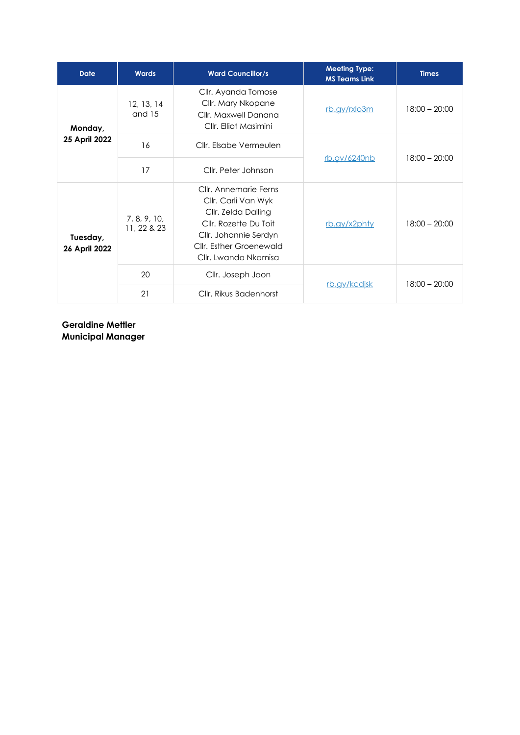| Date | Wards | Ward Councillor/s | Meeting Type: MS Teams Link | Times |
|---|---|---|---|---|
| **Monday, 25 April 2022** | 12, 13, 14 and 15 | Cllr. Ayanda Tomose<br>Cllr. Mary Nkopane<br>Cllr. Maxwell Danana<br>Cllr. Elliot Masimini | rb.gy/rxlo3m | 18:00 – 20:00 |
| | 16 | Cllr. Elsabe Vermeulen | rb.gy/6240nb | 18:00 – 20:00 |
| | 17 | Cllr. Peter Johnson | | |
| **Tuesday, 26 April 2022** | 7, 8, 9, 10, 11, 22 & 23 | Cllr. Annemarie Ferns<br>Cllr. Carli Van Wyk<br>Cllr. Zelda Dalling<br>Cllr. Rozette Du Toit<br>Cllr. Johannie Serdyn<br>Cllr. Esther Groenewald<br>Cllr. Lwando Nkamisa | rb.gy/x2phty | 18:00 – 20:00 |
| | 20 | Cllr. Joseph Joon | rb.gy/kcdjsk | 18:00 – 20:00 |
| | 21 | Cllr. Rikus Badenhorst | | |

**Geraldine Mettler**
**Municipal Manager**